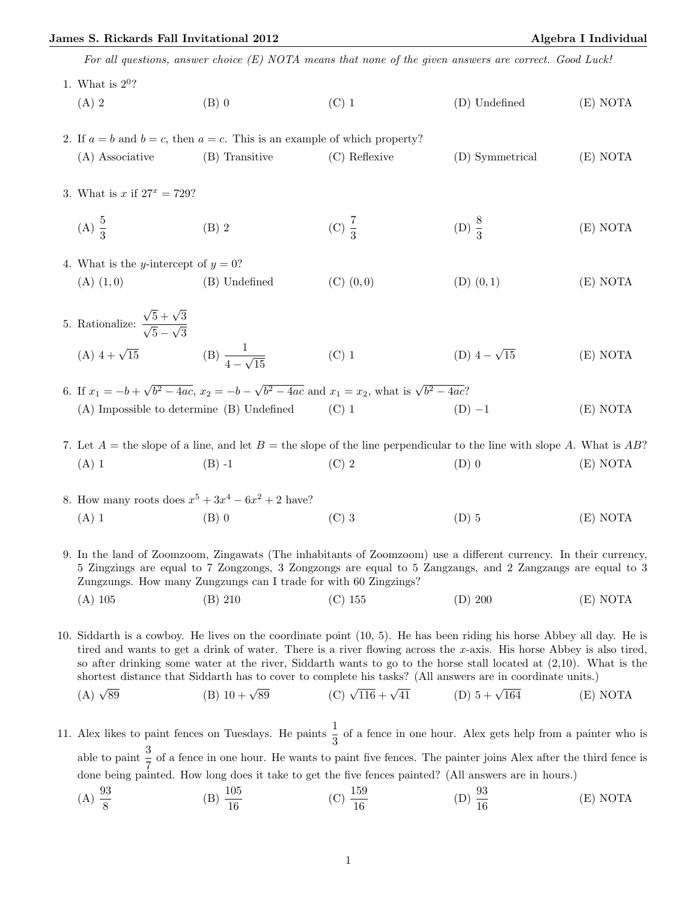*For all questions, answer choice (E) NOTA means that none of the given answers are correct. Good Luck!*

1. What is $2^0$?

   (A) 2 (B) 0 (C) 1 (D) Undefined (E) NOTA

2. If $a = b$ and $b = c$, then $a = c$. This is an example of which property?

   (A) Associative (B) Transitive (C) Reflexive (D) Symmetrical (E) NOTA

3. What is $x$ if $27^x = 729$?

   (A) $\frac{5}{3}$ (B) 2 (C) $\frac{7}{3}$ (D) $\frac{8}{3}$ (E) NOTA

4. What is the $y$-intercept of $y = 0$?

   (A) $(1, 0)$ (B) Undefined (C) $(0, 0)$ (D) $(0, 1)$ (E) NOTA

5. Rationalize: $\dfrac{\sqrt{5}+\sqrt{3}}{\sqrt{5}-\sqrt{3}}$

   (A) $4 + \sqrt{15}$ (B) $\dfrac{1}{4-\sqrt{15}}$ (C) 1 (D) $4 - \sqrt{15}$ (E) NOTA

6. If $x_1 = -b + \sqrt{b^2 - 4ac}$, $x_2 = -b - \sqrt{b^2 - 4ac}$ and $x_1 = x_2$, what is $\sqrt{b^2 - 4ac}$?

   (A) Impossible to determine (B) Undefined (C) 1 (D) $-1$ (E) NOTA

7. Let $A =$ the slope of a line, and let $B =$ the slope of the line perpendicular to the line with slope $A$. What is $AB$?

   (A) 1 (B) -1 (C) 2 (D) 0 (E) NOTA

8. How many roots does $x^5 + 3x^4 - 6x^2 + 2$ have?

   (A) 1 (B) 0 (C) 3 (D) 5 (E) NOTA

9. In the land of Zoomzoom, Zingawats (The inhabitants of Zoomzoom) use a different currency. In their currency, 5 Zingzings are equal to 7 Zongzongs, 3 Zongzongs are equal to 5 Zangzangs, and 2 Zangzangs are equal to 3 Zungzungs. How many Zungzungs can I trade for with 60 Zingzings?

   (A) 105 (B) 210 (C) 155 (D) 200 (E) NOTA

10. Siddarth is a cowboy. He lives on the coordinate point (10, 5). He has been riding his horse Abbey all day. He is tired and wants to get a drink of water. There is a river flowing across the $x$-axis. His horse Abbey is also tired, so after drinking some water at the river, Siddarth wants to go to the horse stall located at (2,10). What is the shortest distance that Siddarth has to cover to complete his tasks? (All answers are in coordinate units.)

    (A) $\sqrt{89}$ (B) $10 + \sqrt{89}$ (C) $\sqrt{116} + \sqrt{41}$ (D) $5 + \sqrt{164}$ (E) NOTA

11. Alex likes to paint fences on Tuesdays. He paints $\frac{1}{3}$ of a fence in one hour. Alex gets help from a painter who is able to paint $\frac{3}{7}$ of a fence in one hour. He wants to paint five fences. The painter joins Alex after the third fence is done being painted. How long does it take to get the five fences painted? (All answers are in hours.)

    (A) $\frac{93}{8}$ (B) $\frac{105}{16}$ (C) $\frac{159}{16}$ (D) $\frac{93}{16}$ (E) NOTA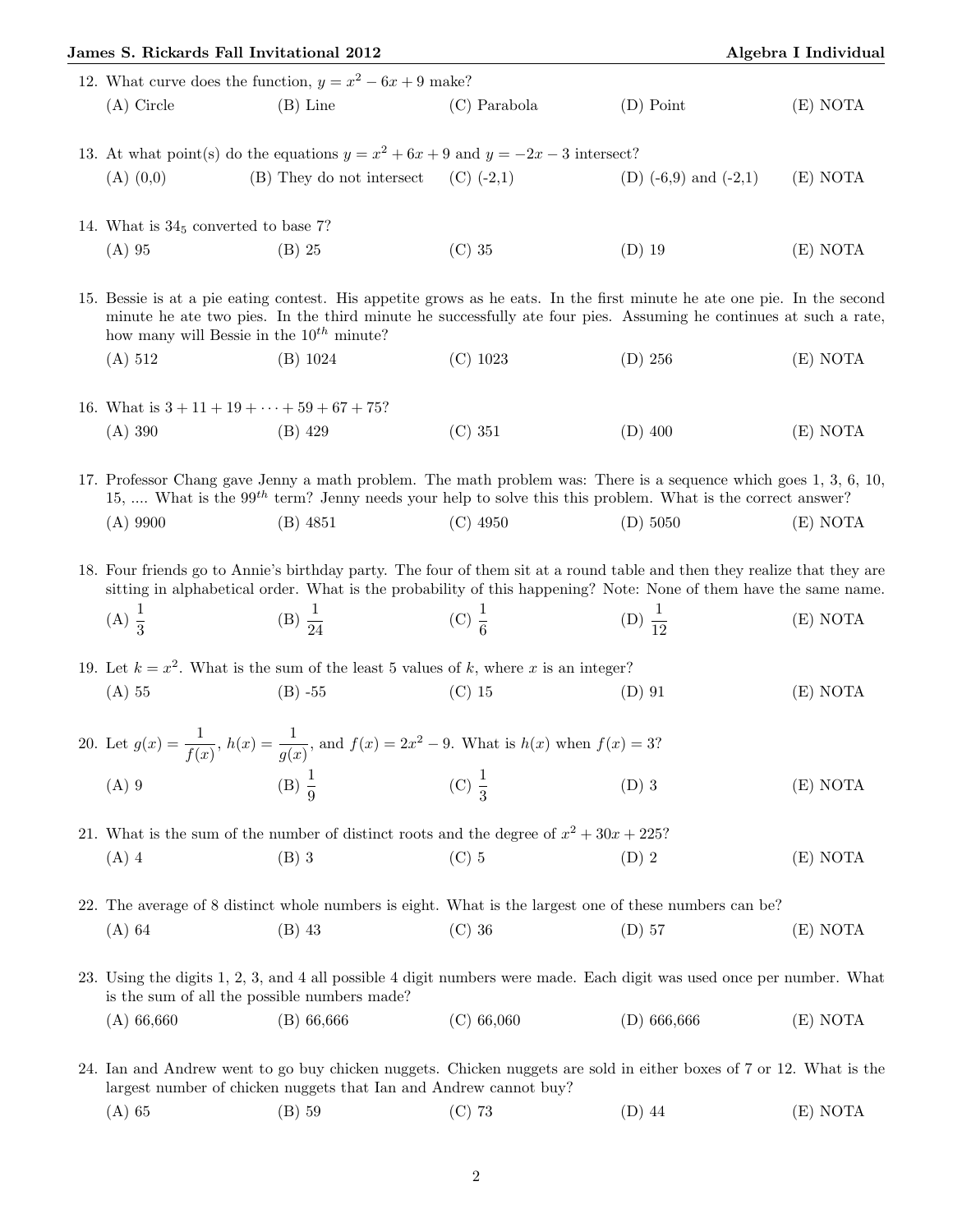12. What curve does the function, $y = x^2 - 6x + 9$ make?

    (A) Circle (B) Line (C) Parabola (D) Point (E) NOTA

13. At what point(s) do the equations $y = x^2 + 6x + 9$ and $y = -2x - 3$ intersect?

    (A) (0,0) (B) They do not intersect (C) (-2,1) (D) (-6,9) and (-2,1) (E) NOTA

14. What is $34_5$ converted to base 7?

    (A) 95 (B) 25 (C) 35 (D) 19 (E) NOTA

15. Bessie is at a pie eating contest. His appetite grows as he eats. In the first minute he ate one pie. In the second minute he ate two pies. In the third minute he successfully ate four pies. Assuming he continues at such a rate, how many will Bessie in the $10^{th}$ minute?

    (A) 512 (B) 1024 (C) 1023 (D) 256 (E) NOTA

16. What is $3 + 11 + 19 + \cdots + 59 + 67 + 75$?

    (A) 390 (B) 429 (C) 351 (D) 400 (E) NOTA

17. Professor Chang gave Jenny a math problem. The math problem was: There is a sequence which goes 1, 3, 6, 10, 15, .... What is the $99^{th}$ term? Jenny needs your help to solve this this problem. What is the correct answer?

    (A) 9900 (B) 4851 (C) 4950 (D) 5050 (E) NOTA

18. Four friends go to Annie's birthday party. The four of them sit at a round table and then they realize that they are sitting in alphabetical order. What is the probability of this happening? Note: None of them have the same name.

    (A) $\frac{1}{3}$ (B) $\frac{1}{24}$ (C) $\frac{1}{6}$ (D) $\frac{1}{12}$ (E) NOTA

19. Let $k = x^2$. What is the sum of the least 5 values of $k$, where $x$ is an integer?

    (A) 55 (B) -55 (C) 15 (D) 91 (E) NOTA

20. Let $g(x) = \frac{1}{f(x)}$, $h(x) = \frac{1}{g(x)}$, and $f(x) = 2x^2 - 9$. What is $h(x)$ when $f(x) = 3$?

    (A) 9 (B) $\frac{1}{9}$ (C) $\frac{1}{3}$ (D) 3 (E) NOTA

21. What is the sum of the number of distinct roots and the degree of $x^2 + 30x + 225$?

    (A) 4 (B) 3 (C) 5 (D) 2 (E) NOTA

22. The average of 8 distinct whole numbers is eight. What is the largest one of these numbers can be?

    (A) 64 (B) 43 (C) 36 (D) 57 (E) NOTA

23. Using the digits 1, 2, 3, and 4 all possible 4 digit numbers were made. Each digit was used once per number. What is the sum of all the possible numbers made?

    (A) 66,660 (B) 66,666 (C) 66,060 (D) 666,666 (E) NOTA

24. Ian and Andrew went to go buy chicken nuggets. Chicken nuggets are sold in either boxes of 7 or 12. What is the largest number of chicken nuggets that Ian and Andrew cannot buy?

    (A) 65 (B) 59 (C) 73 (D) 44 (E) NOTA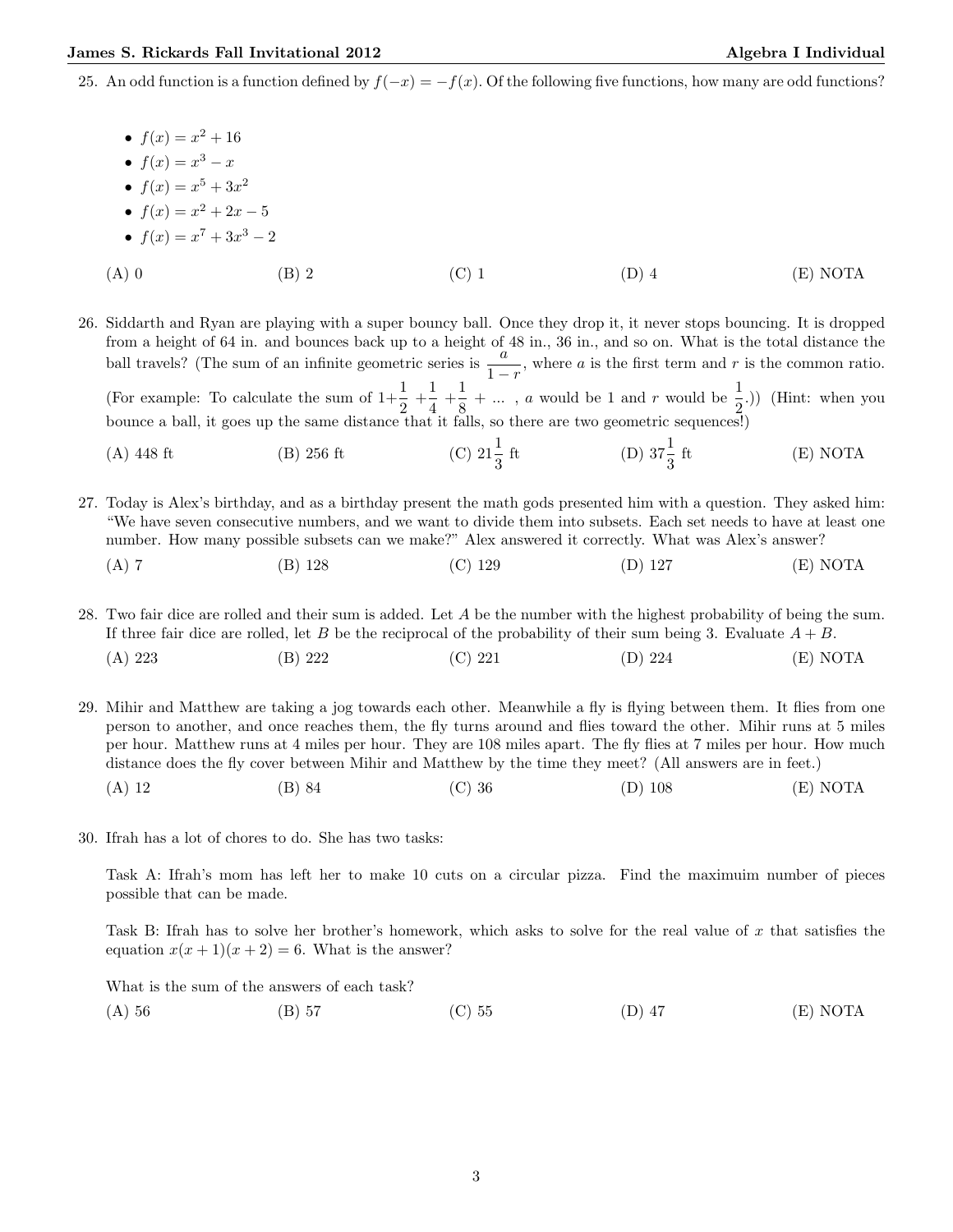25. An odd function is a function defined by $f(-x) = -f(x)$. Of the following five functions, how many are odd functions?

- $f(x) = x^2 + 16$
- $f(x) = x^3 - x$
- $f(x) = x^5 + 3x^2$
- $f(x) = x^2 + 2x - 5$
- $f(x) = x^7 + 3x^3 - 2$

(A) 0 (B) 2 (C) 1 (D) 4 (E) NOTA

26. Siddarth and Ryan are playing with a super bouncy ball. Once they drop it, it never stops bouncing. It is dropped from a height of 64 in. and bounces back up to a height of 48 in., 36 in., and so on. What is the total distance the ball travels? (The sum of an infinite geometric series is $\frac{a}{1-r}$, where $a$ is the first term and $r$ is the common ratio. (For example: To calculate the sum of $1+\frac{1}{2}+\frac{1}{4}+\frac{1}{8}+\ldots$ , $a$ would be 1 and $r$ would be $\frac{1}{2}$.)) (Hint: when you bounce a ball, it goes up the same distance that it falls, so there are two geometric sequences!)

(A) 448 ft (B) 256 ft (C) $21\frac{1}{3}$ ft (D) $37\frac{1}{3}$ ft (E) NOTA

27. Today is Alex's birthday, and as a birthday present the math gods presented him with a question. They asked him: "We have seven consecutive numbers, and we want to divide them into subsets. Each set needs to have at least one number. How many possible subsets can we make?" Alex answered it correctly. What was Alex's answer?

(A) 7 (B) 128 (C) 129 (D) 127 (E) NOTA

28. Two fair dice are rolled and their sum is added. Let $A$ be the number with the highest probability of being the sum. If three fair dice are rolled, let $B$ be the reciprocal of the probability of their sum being 3. Evaluate $A + B$.

(A) 223 (B) 222 (C) 221 (D) 224 (E) NOTA

29. Mihir and Matthew are taking a jog towards each other. Meanwhile a fly is flying between them. It flies from one person to another, and once reaches them, the fly turns around and flies toward the other. Mihir runs at 5 miles per hour. Matthew runs at 4 miles per hour. They are 108 miles apart. The fly flies at 7 miles per hour. How much distance does the fly cover between Mihir and Matthew by the time they meet? (All answers are in feet.)

(A) 12 (B) 84 (C) 36 (D) 108 (E) NOTA

30. Ifrah has a lot of chores to do. She has two tasks:

Task A: Ifrah's mom has left her to make 10 cuts on a circular pizza. Find the maximuim number of pieces possible that can be made.

Task B: Ifrah has to solve her brother's homework, which asks to solve for the real value of $x$ that satisfies the equation $x(x + 1)(x + 2) = 6$. What is the answer?

What is the sum of the answers of each task?

(A) 56 (B) 57 (C) 55 (D) 47 (E) NOTA